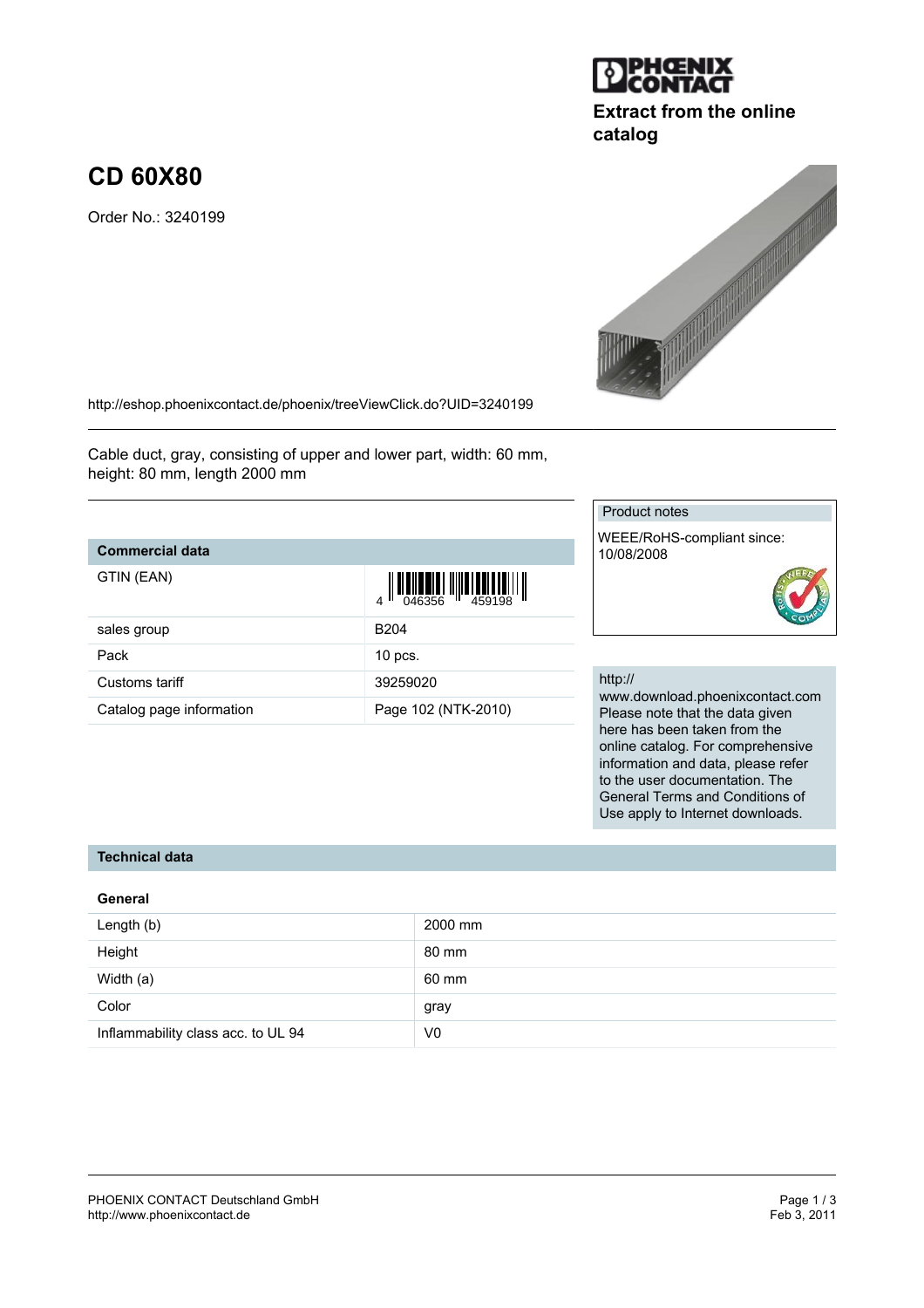Extract from the online catalog

# CD 60X80

Order No.: 3240199

http://eshop.phoenixcontact.de/phoenix/treeViewClick.do?UID=3240199

Cable duct, gray, consisting of upper and lower part, width: 60 mm, height: 80 mm, length 2000 mm

## Commercial data

| | |
|---|---|
| GTIN (EAN) | 4 046356 459198 |
| sales group | B204 |
| Pack | 10 pcs. |
| Customs tariff | 39259020 |
| Catalog page information | Page 102 (NTK-2010) |

Product notes

WEEE/RoHS-compliant since: 10/08/2008

http://www.download.phoenixcontact.com Please note that the data given here has been taken from the online catalog. For comprehensive information and data, please refer to the user documentation. The General Terms and Conditions of Use apply to Internet downloads.

## Technical data

### General

| | |
|---|---|
| Length (b) | 2000 mm |
| Height | 80 mm |
| Width (a) | 60 mm |
| Color | gray |
| Inflammability class acc. to UL 94 | V0 |

PHOENIX CONTACT Deutschland GmbH
http://www.phoenixcontact.de

Feb 3, 2011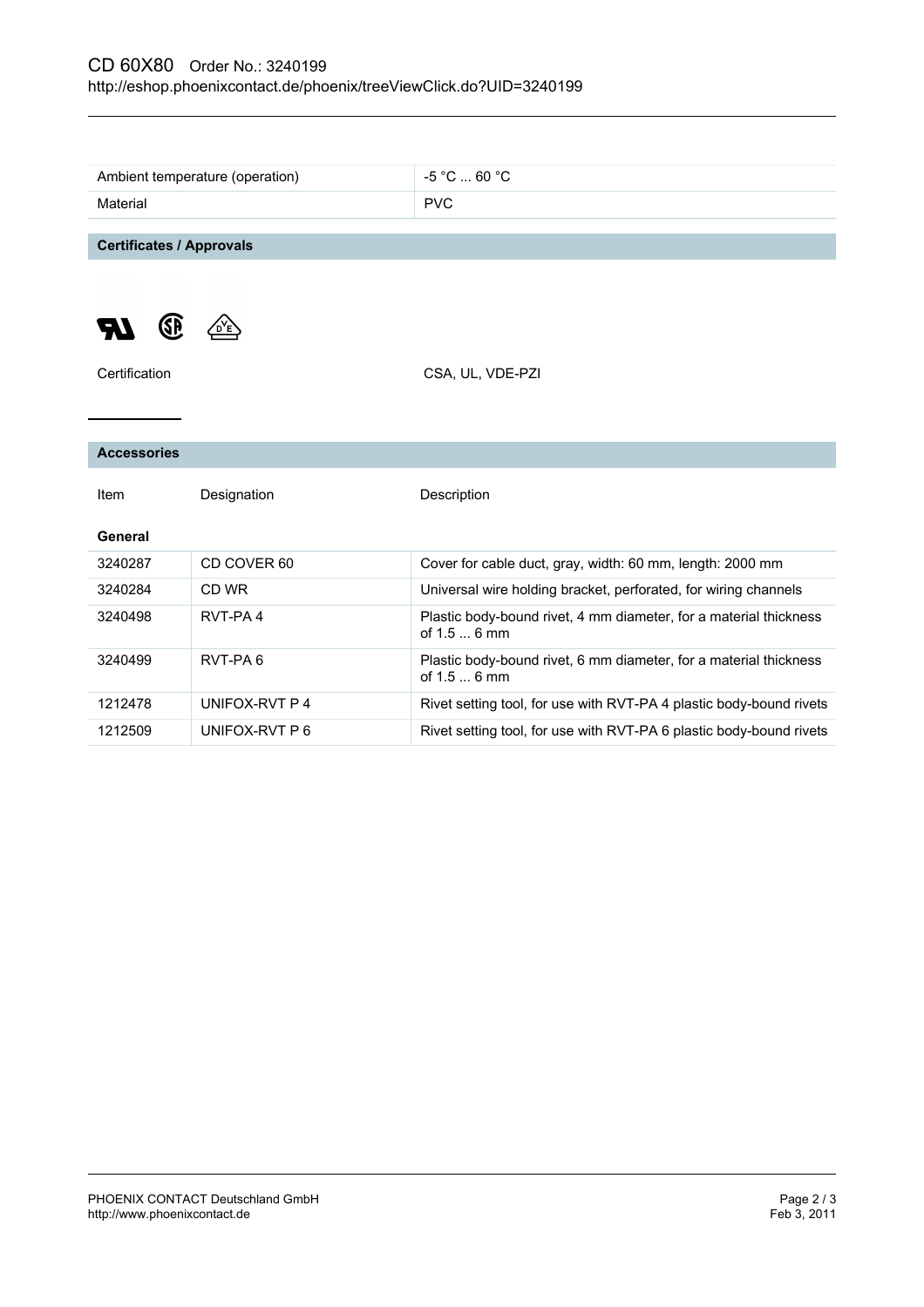| Ambient temperature (operation) | -5 °C ... 60 °C |
|---|---|
| Material | PVC |

## Certificates / Approvals

Certification CSA, UL, VDE-PZI

## Accessories

| Item | Designation | Description |
|---|---|---|
| **General** | | |
| 3240287 | CD COVER 60 | Cover for cable duct, gray, width: 60 mm, length: 2000 mm |
| 3240284 | CD WR | Universal wire holding bracket, perforated, for wiring channels |
| 3240498 | RVT-PA 4 | Plastic body-bound rivet, 4 mm diameter, for a material thickness of 1.5 ... 6 mm |
| 3240499 | RVT-PA 6 | Plastic body-bound rivet, 6 mm diameter, for a material thickness of 1.5 ... 6 mm |
| 1212478 | UNIFOX-RVT P 4 | Rivet setting tool, for use with RVT-PA 4 plastic body-bound rivets |
| 1212509 | UNIFOX-RVT P 6 | Rivet setting tool, for use with RVT-PA 6 plastic body-bound rivets |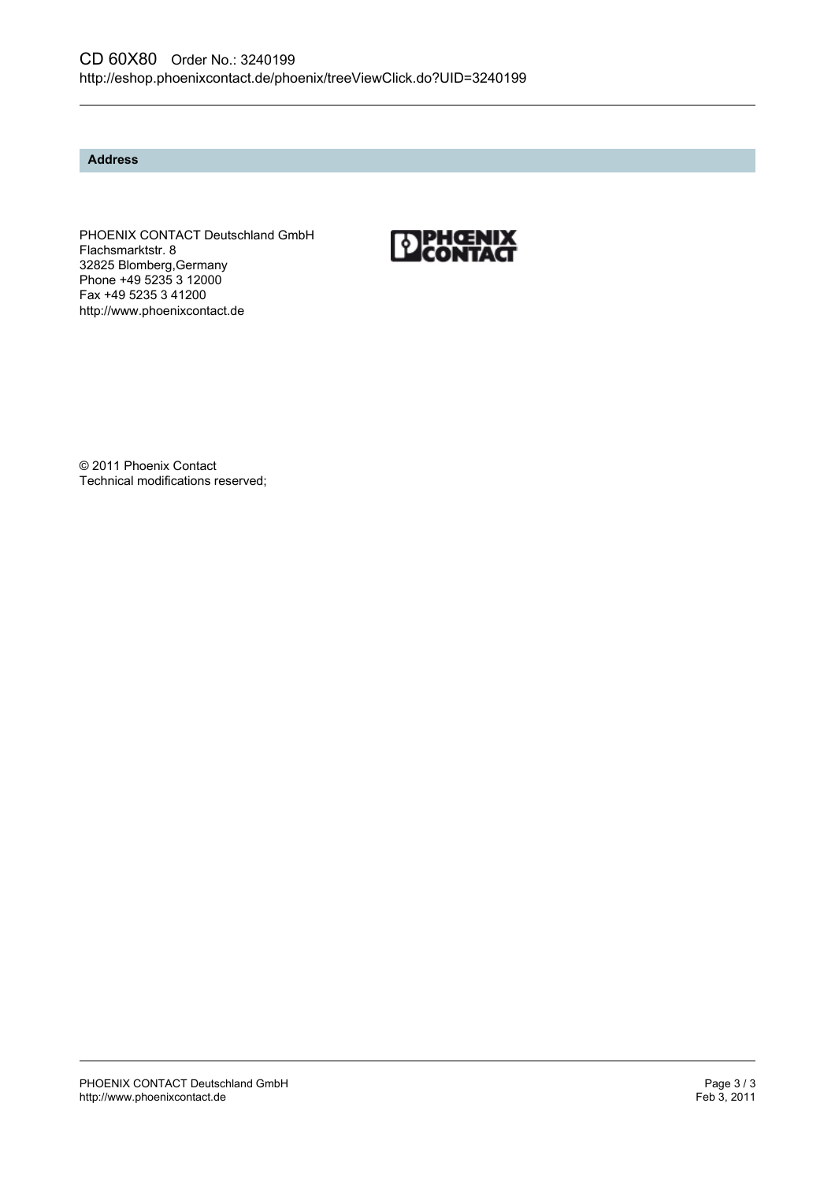## Address

PHOENIX CONTACT Deutschland GmbH
Flachsmarktstr. 8
32825 Blomberg,Germany
Phone +49 5235 3 12000
Fax +49 5235 3 41200
http://www.phoenixcontact.de

© 2011 Phoenix Contact
Technical modifications reserved;